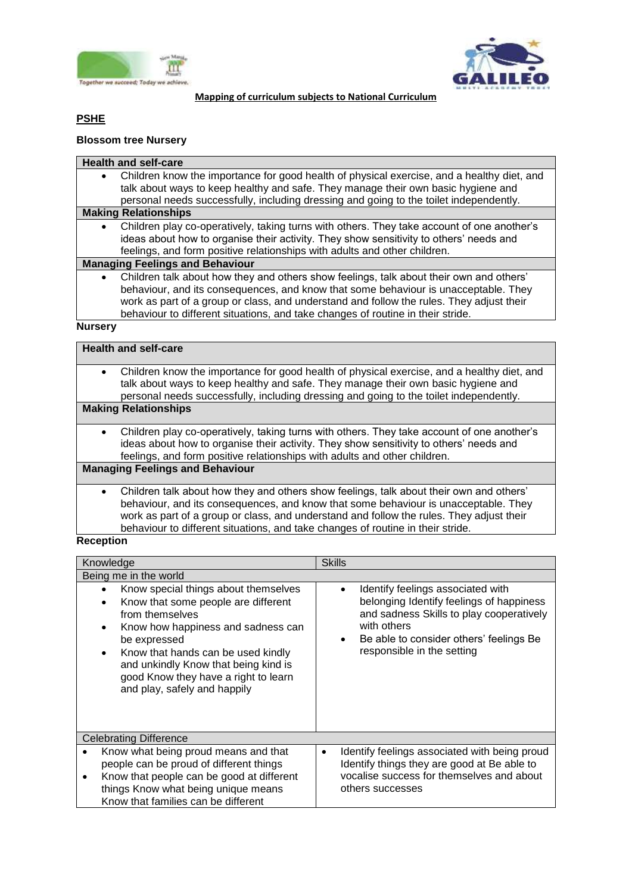**Mapping of curriculum subjects to National Curriculum**

## PSHE

### Blossom tree Nursery

| Health and self-care |
|---|
| • Children know the importance for good health of physical exercise, and a healthy diet, and talk about ways to keep healthy and safe. They manage their own basic hygiene and personal needs successfully, including dressing and going to the toilet independently. |
| **Making Relationships** |
| • Children play co-operatively, taking turns with others. They take account of one another's ideas about how to organise their activity. They show sensitivity to others' needs and feelings, and form positive relationships with adults and other children. |
| **Managing Feelings and Behaviour** |
| • Children talk about how they and others show feelings, talk about their own and others' behaviour, and its consequences, and know that some behaviour is unacceptable. They work as part of a group or class, and understand and follow the rules. They adjust their behaviour to different situations, and take changes of routine in their stride. |

### Nursery

| Health and self-care |
|---|
| • Children know the importance for good health of physical exercise, and a healthy diet, and talk about ways to keep healthy and safe. They manage their own basic hygiene and personal needs successfully, including dressing and going to the toilet independently. |
| **Making Relationships** |
| • Children play co-operatively, taking turns with others. They take account of one another's ideas about how to organise their activity. They show sensitivity to others' needs and feelings, and form positive relationships with adults and other children. |
| **Managing Feelings and Behaviour** |
| • Children talk about how they and others show feelings, talk about their own and others' behaviour, and its consequences, and know that some behaviour is unacceptable. They work as part of a group or class, and understand and follow the rules. They adjust their behaviour to different situations, and take changes of routine in their stride. |

### Reception

| Knowledge | Skills |
|---|---|
| Being me in the world | |
| • Know special things about themselves<br>• Know that some people are different from themselves<br>• Know how happiness and sadness can be expressed<br>• Know that hands can be used kindly and unkindly Know that being kind is good Know they have a right to learn and play, safely and happily | • Identify feelings associated with belonging Identify feelings of happiness and sadness Skills to play cooperatively with others<br>• Be able to consider others' feelings Be responsible in the setting |
| Celebrating Difference | |
| • Know what being proud means and that people can be proud of different things<br>• Know that people can be good at different things Know what being unique means Know that families can be different | • Identify feelings associated with being proud Identify things they are good at Be able to vocalise success for themselves and about others successes |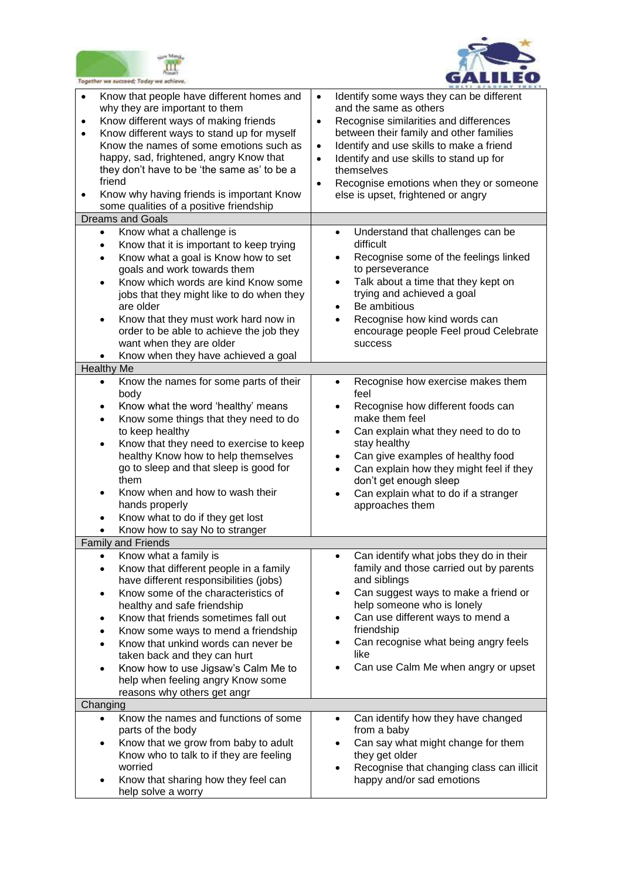| | |
|---|---|
| • Know that people have different homes and why they are important to them<br>• Know different ways of making friends<br>• Know different ways to stand up for myself Know the names of some emotions such as happy, sad, frightened, angry Know that they don't have to be 'the same as' to be a friend<br>• Know why having friends is important Know some qualities of a positive friendship | • Identify some ways they can be different and the same as others<br>• Recognise similarities and differences between their family and other families<br>• Identify and use skills to make a friend<br>• Identify and use skills to stand up for themselves<br>• Recognise emotions when they or someone else is upset, frightened or angry |
| **Dreams and Goals** | |
| • Know what a challenge is<br>• Know that it is important to keep trying<br>• Know what a goal is Know how to set goals and work towards them<br>• Know which words are kind Know some jobs that they might like to do when they are older<br>• Know that they must work hard now in order to be able to achieve the job they want when they are older<br>• Know when they have achieved a goal | • Understand that challenges can be difficult<br>• Recognise some of the feelings linked to perseverance<br>• Talk about a time that they kept on trying and achieved a goal<br>• Be ambitious<br>• Recognise how kind words can encourage people Feel proud Celebrate success |
| **Healthy Me** | |
| • Know the names for some parts of their body<br>• Know what the word 'healthy' means<br>• Know some things that they need to do to keep healthy<br>• Know that they need to exercise to keep healthy Know how to help themselves go to sleep and that sleep is good for them<br>• Know when and how to wash their hands properly<br>• Know what to do if they get lost<br>• Know how to say No to stranger | • Recognise how exercise makes them feel<br>• Recognise how different foods can make them feel<br>• Can explain what they need to do to stay healthy<br>• Can give examples of healthy food<br>• Can explain how they might feel if they don't get enough sleep<br>• Can explain what to do if a stranger approaches them |
| **Family and Friends** | |
| • Know what a family is<br>• Know that different people in a family have different responsibilities (jobs)<br>• Know some of the characteristics of healthy and safe friendship<br>• Know that friends sometimes fall out<br>• Know some ways to mend a friendship<br>• Know that unkind words can never be taken back and they can hurt<br>• Know how to use Jigsaw's Calm Me to help when feeling angry Know some reasons why others get angr | • Can identify what jobs they do in their family and those carried out by parents and siblings<br>• Can suggest ways to make a friend or help someone who is lonely<br>• Can use different ways to mend a friendship<br>• Can recognise what being angry feels like<br>• Can use Calm Me when angry or upset |
| **Changing** | |
| • Know the names and functions of some parts of the body<br>• Know that we grow from baby to adult Know who to talk to if they are feeling worried<br>• Know that sharing how they feel can help solve a worry | • Can identify how they have changed from a baby<br>• Can say what might change for them they get older<br>• Recognise that changing class can illicit happy and/or sad emotions |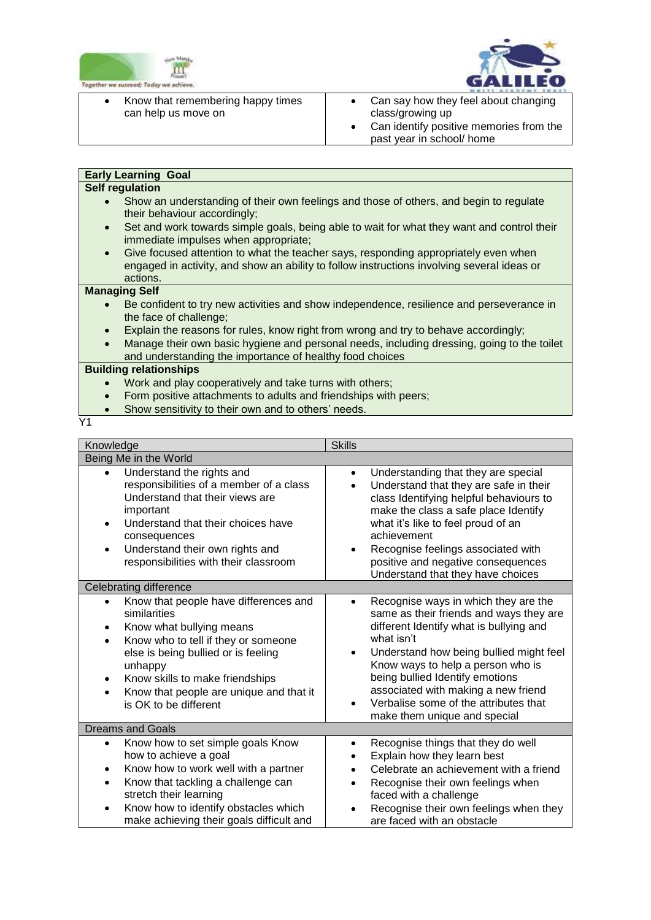| | |
|---|---|
| • Know that remembering happy times can help us move on | • Can say how they feel about changing class/growing up<br>• Can identify positive memories from the past year in school/ home |

| **Early Learning Goal** |
|---|
| **Self regulation** |
| • Show an understanding of their own feelings and those of others, and begin to regulate their behaviour accordingly;<br>• Set and work towards simple goals, being able to wait for what they want and control their immediate impulses when appropriate;<br>• Give focused attention to what the teacher says, responding appropriately even when engaged in activity, and show an ability to follow instructions involving several ideas or actions. |
| **Managing Self** |
| • Be confident to try new activities and show independence, resilience and perseverance in the face of challenge;<br>• Explain the reasons for rules, know right from wrong and try to behave accordingly;<br>• Manage their own basic hygiene and personal needs, including dressing, going to the toilet and understanding the importance of healthy food choices |
| **Building relationships** |
| • Work and play cooperatively and take turns with others;<br>• Form positive attachments to adults and friendships with peers;<br>• Show sensitivity to their own and to others' needs. |

Y1

| Knowledge | Skills |
|---|---|
| Being Me in the World | |
| • Understand the rights and responsibilities of a member of a class Understand that their views are important<br>• Understand that their choices have consequences<br>• Understand their own rights and responsibilities with their classroom | • Understanding that they are special<br>• Understand that they are safe in their class Identifying helpful behaviours to make the class a safe place Identify what it's like to feel proud of an achievement<br>• Recognise feelings associated with positive and negative consequences Understand that they have choices |
| Celebrating difference | |
| • Know that people have differences and similarities<br>• Know what bullying means<br>• Know who to tell if they or someone else is being bullied or is feeling unhappy<br>• Know skills to make friendships<br>• Know that people are unique and that it is OK to be different | • Recognise ways in which they are the same as their friends and ways they are different Identify what is bullying and what isn't<br>• Understand how being bullied might feel Know ways to help a person who is being bullied Identify emotions associated with making a new friend<br>• Verbalise some of the attributes that make them unique and special |
| Dreams and Goals | |
| • Know how to set simple goals Know how to achieve a goal<br>• Know how to work well with a partner<br>• Know that tackling a challenge can stretch their learning<br>• Know how to identify obstacles which make achieving their goals difficult and | • Recognise things that they do well<br>• Explain how they learn best<br>• Celebrate an achievement with a friend<br>• Recognise their own feelings when faced with a challenge<br>• Recognise their own feelings when they are faced with an obstacle |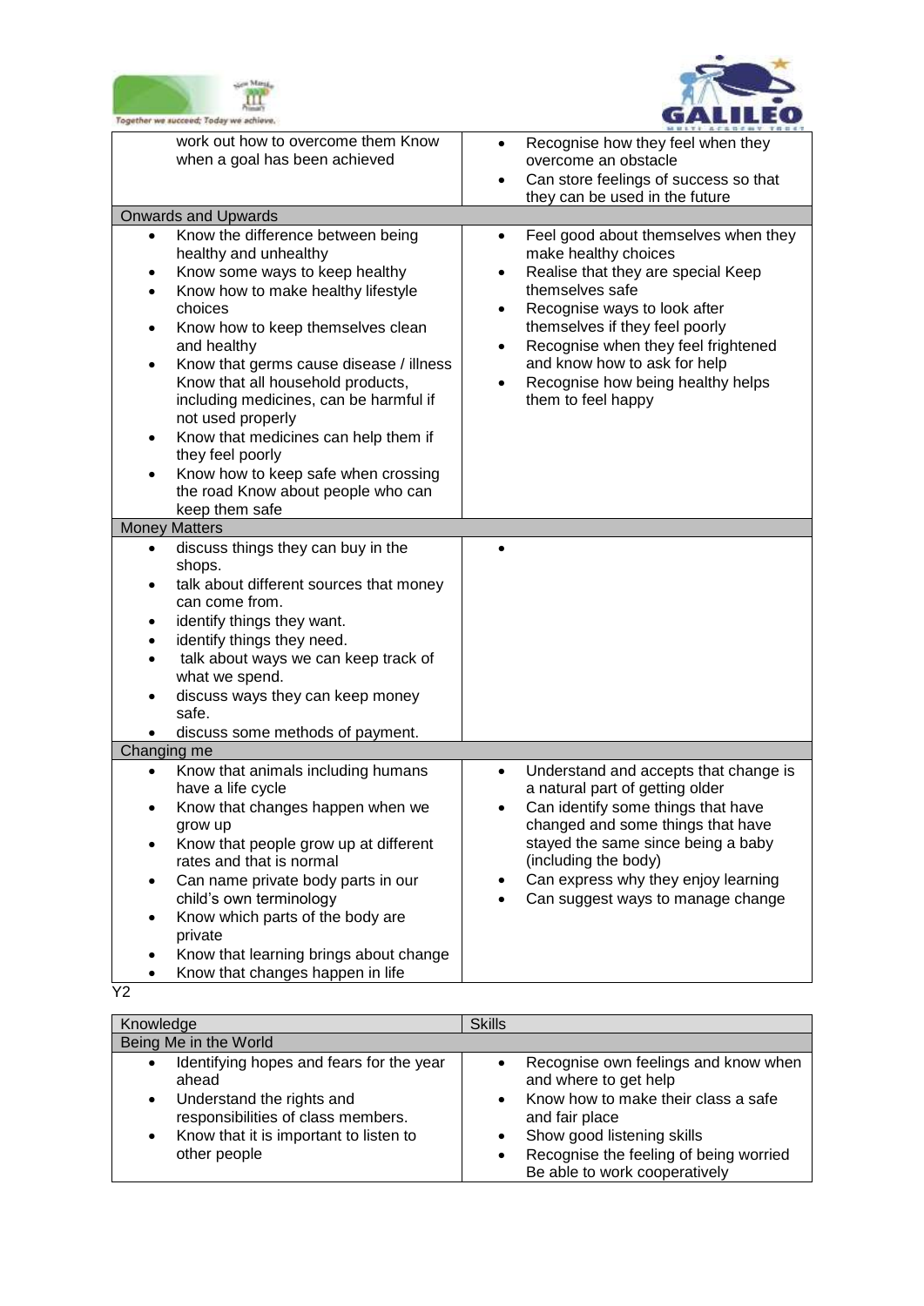| | |
| --- | --- |
| work out how to overcome them Know when a goal has been achieved | • Recognise how they feel when they overcome an obstacle<br>• Can store feelings of success so that they can be used in the future |
| **Onwards and Upwards** | |
| • Know the difference between being healthy and unhealthy<br>• Know some ways to keep healthy<br>• Know how to make healthy lifestyle choices<br>• Know how to keep themselves clean and healthy<br>• Know that germs cause disease / illness Know that all household products, including medicines, can be harmful if not used properly<br>• Know that medicines can help them if they feel poorly<br>• Know how to keep safe when crossing the road Know about people who can keep them safe | • Feel good about themselves when they make healthy choices<br>• Realise that they are special Keep themselves safe<br>• Recognise ways to look after themselves if they feel poorly<br>• Recognise when they feel frightened and know how to ask for help<br>• Recognise how being healthy helps them to feel happy |
| **Money Matters** | |
| • discuss things they can buy in the shops.<br>• talk about different sources that money can come from.<br>• identify things they want.<br>• identify things they need.<br>• talk about ways we can keep track of what we spend.<br>• discuss ways they can keep money safe.<br>• discuss some methods of payment. | • |
| **Changing me** | |
| • Know that animals including humans have a life cycle<br>• Know that changes happen when we grow up<br>• Know that people grow up at different rates and that is normal<br>• Can name private body parts in our child's own terminology<br>• Know which parts of the body are private<br>• Know that learning brings about change<br>• Know that changes happen in life | • Understand and accepts that change is a natural part of getting older<br>• Can identify some things that have changed and some things that have stayed the same since being a baby (including the body)<br>• Can express why they enjoy learning<br>• Can suggest ways to manage change |

Y2

| Knowledge | Skills |
| --- | --- |
| **Being Me in the World** | |
| • Identifying hopes and fears for the year ahead<br>• Understand the rights and responsibilities of class members.<br>• Know that it is important to listen to other people | • Recognise own feelings and know when and where to get help<br>• Know how to make their class a safe and fair place<br>• Show good listening skills<br>• Recognise the feeling of being worried Be able to work cooperatively |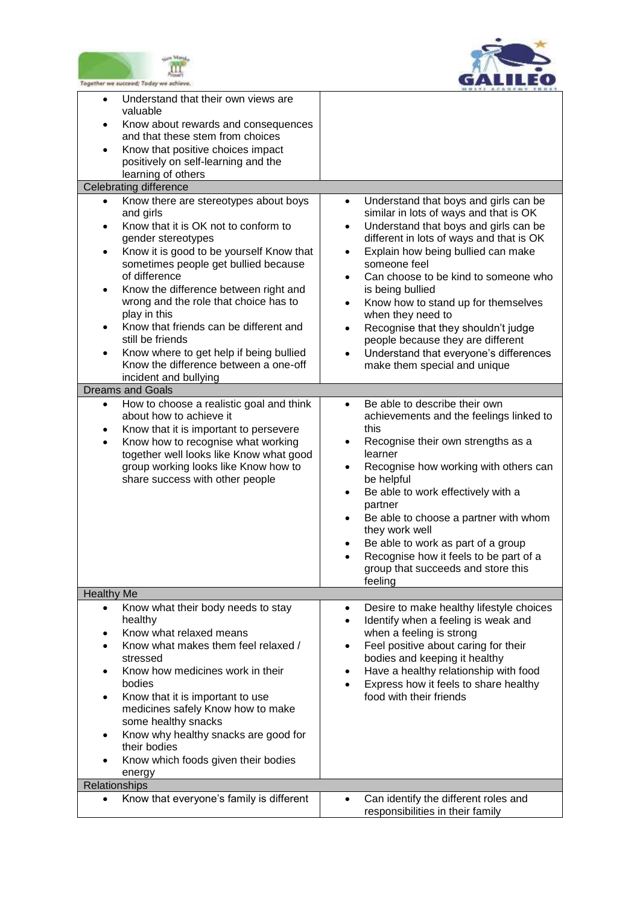| | |
|---|---|
| • Understand that their own views are valuable<br>• Know about rewards and consequences and that these stem from choices<br>• Know that positive choices impact positively on self-learning and the learning of others | |
| **Celebrating difference** | |
| • Know there are stereotypes about boys and girls<br>• Know that it is OK not to conform to gender stereotypes<br>• Know it is good to be yourself Know that sometimes people get bullied because of difference<br>• Know the difference between right and wrong and the role that choice has to play in this<br>• Know that friends can be different and still be friends<br>• Know where to get help if being bullied Know the difference between a one-off incident and bullying | • Understand that boys and girls can be similar in lots of ways and that is OK<br>• Understand that boys and girls can be different in lots of ways and that is OK<br>• Explain how being bullied can make someone feel<br>• Can choose to be kind to someone who is being bullied<br>• Know how to stand up for themselves when they need to<br>• Recognise that they shouldn't judge people because they are different<br>• Understand that everyone's differences make them special and unique |
| **Dreams and Goals** | |
| • How to choose a realistic goal and think about how to achieve it<br>• Know that it is important to persevere<br>• Know how to recognise what working together well looks like Know what good group working looks like Know how to share success with other people | • Be able to describe their own achievements and the feelings linked to this<br>• Recognise their own strengths as a learner<br>• Recognise how working with others can be helpful<br>• Be able to work effectively with a partner<br>• Be able to choose a partner with whom they work well<br>• Be able to work as part of a group<br>• Recognise how it feels to be part of a group that succeeds and store this feeling |
| **Healthy Me** | |
| • Know what their body needs to stay healthy<br>• Know what relaxed means<br>• Know what makes them feel relaxed / stressed<br>• Know how medicines work in their bodies<br>• Know that it is important to use medicines safely Know how to make some healthy snacks<br>• Know why healthy snacks are good for their bodies<br>• Know which foods given their bodies energy | • Desire to make healthy lifestyle choices<br>• Identify when a feeling is weak and when a feeling is strong<br>• Feel positive about caring for their bodies and keeping it healthy<br>• Have a healthy relationship with food<br>• Express how it feels to share healthy food with their friends |
| **Relationships** | |
| • Know that everyone's family is different | • Can identify the different roles and responsibilities in their family |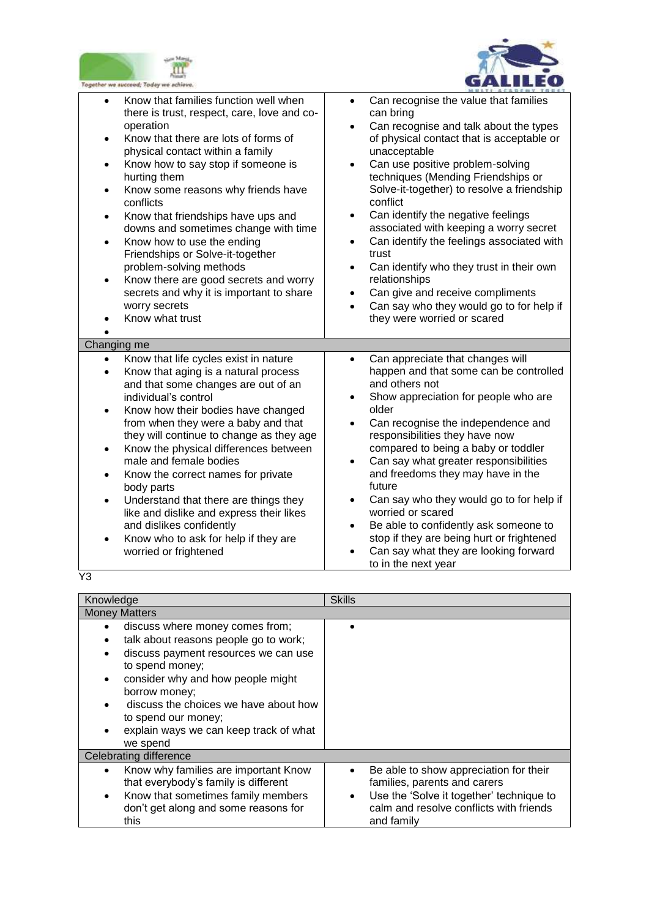| | |
|---|---|
| • Know that families function well when there is trust, respect, care, love and co-operation<br>• Know that there are lots of forms of physical contact within a family<br>• Know how to say stop if someone is hurting them<br>• Know some reasons why friends have conflicts<br>• Know that friendships have ups and downs and sometimes change with time<br>• Know how to use the ending Friendships or Solve-it-together problem-solving methods<br>• Know there are good secrets and worry secrets and why it is important to share worry secrets<br>• Know what trust<br>• | • Can recognise the value that families can bring<br>• Can recognise and talk about the types of physical contact that is acceptable or unacceptable<br>• Can use positive problem-solving techniques (Mending Friendships or Solve-it-together) to resolve a friendship conflict<br>• Can identify the negative feelings associated with keeping a worry secret<br>• Can identify the feelings associated with trust<br>• Can identify who they trust in their own relationships<br>• Can give and receive compliments<br>• Can say who they would go to for help if they were worried or scared |
| **Changing me** | |
| • Know that life cycles exist in nature<br>• Know that aging is a natural process and that some changes are out of an individual's control<br>• Know how their bodies have changed from when they were a baby and that they will continue to change as they age<br>• Know the physical differences between male and female bodies<br>• Know the correct names for private body parts<br>• Understand that there are things they like and dislike and express their likes and dislikes confidently<br>• Know who to ask for help if they are worried or frightened | • Can appreciate that changes will happen and that some can be controlled and others not<br>• Show appreciation for people who are older<br>• Can recognise the independence and responsibilities they have now compared to being a baby or toddler<br>• Can say what greater responsibilities and freedoms they may have in the future<br>• Can say who they would go to for help if worried or scared<br>• Be able to confidently ask someone to stop if they are being hurt or frightened<br>• Can say what they are looking forward to in the next year |

Y3

| Knowledge | Skills |
|---|---|
| **Money Matters** | |
| • discuss where money comes from;<br>• talk about reasons people go to work;<br>• discuss payment resources we can use to spend money;<br>• consider why and how people might borrow money;<br>• discuss the choices we have about how to spend our money;<br>• explain ways we can keep track of what we spend | • |
| **Celebrating difference** | |
| • Know why families are important Know that everybody's family is different<br>• Know that sometimes family members don't get along and some reasons for this | • Be able to show appreciation for their families, parents and carers<br>• Use the 'Solve it together' technique to calm and resolve conflicts with friends and family |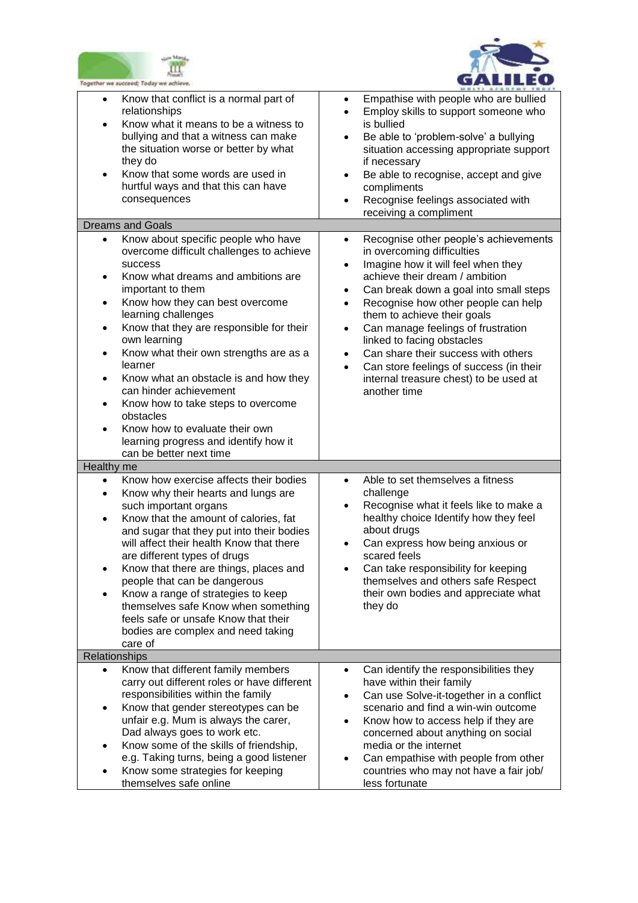| | |
|---|---|
| <ul><li>Know that conflict is a normal part of relationships</li><li>Know what it means to be a witness to bullying and that a witness can make the situation worse or better by what they do</li><li>Know that some words are used in hurtful ways and that this can have consequences</li></ul> | <ul><li>Empathise with people who are bullied</li><li>Employ skills to support someone who is bullied</li><li>Be able to 'problem-solve' a bullying situation accessing appropriate support if necessary</li><li>Be able to recognise, accept and give compliments</li><li>Recognise feelings associated with receiving a compliment</li></ul> |
| **Dreams and Goals** | |
| <ul><li>Know about specific people who have overcome difficult challenges to achieve success</li><li>Know what dreams and ambitions are important to them</li><li>Know how they can best overcome learning challenges</li><li>Know that they are responsible for their own learning</li><li>Know what their own strengths are as a learner</li><li>Know what an obstacle is and how they can hinder achievement</li><li>Know how to take steps to overcome obstacles</li><li>Know how to evaluate their own learning progress and identify how it can be better next time</li></ul> | <ul><li>Recognise other people's achievements in overcoming difficulties</li><li>Imagine how it will feel when they achieve their dream / ambition</li><li>Can break down a goal into small steps</li><li>Recognise how other people can help them to achieve their goals</li><li>Can manage feelings of frustration linked to facing obstacles</li><li>Can share their success with others</li><li>Can store feelings of success (in their internal treasure chest) to be used at another time</li></ul> |
| **Healthy me** | |
| <ul><li>Know how exercise affects their bodies</li><li>Know why their hearts and lungs are such important organs</li><li>Know that the amount of calories, fat and sugar that they put into their bodies will affect their health Know that there are different types of drugs</li><li>Know that there are things, places and people that can be dangerous</li><li>Know a range of strategies to keep themselves safe Know when something feels safe or unsafe Know that their bodies are complex and need taking care of</li></ul> | <ul><li>Able to set themselves a fitness challenge</li><li>Recognise what it feels like to make a healthy choice Identify how they feel about drugs</li><li>Can express how being anxious or scared feels</li><li>Can take responsibility for keeping themselves and others safe Respect their own bodies and appreciate what they do</li></ul> |
| **Relationships** | |
| <ul><li>Know that different family members carry out different roles or have different responsibilities within the family</li><li>Know that gender stereotypes can be unfair e.g. Mum is always the carer, Dad always goes to work etc.</li><li>Know some of the skills of friendship, e.g. Taking turns, being a good listener</li><li>Know some strategies for keeping themselves safe online</li></ul> | <ul><li>Can identify the responsibilities they have within their family</li><li>Can use Solve-it-together in a conflict scenario and find a win-win outcome</li><li>Know how to access help if they are concerned about anything on social media or the internet</li><li>Can empathise with people from other countries who may not have a fair job/ less fortunate</li></ul> |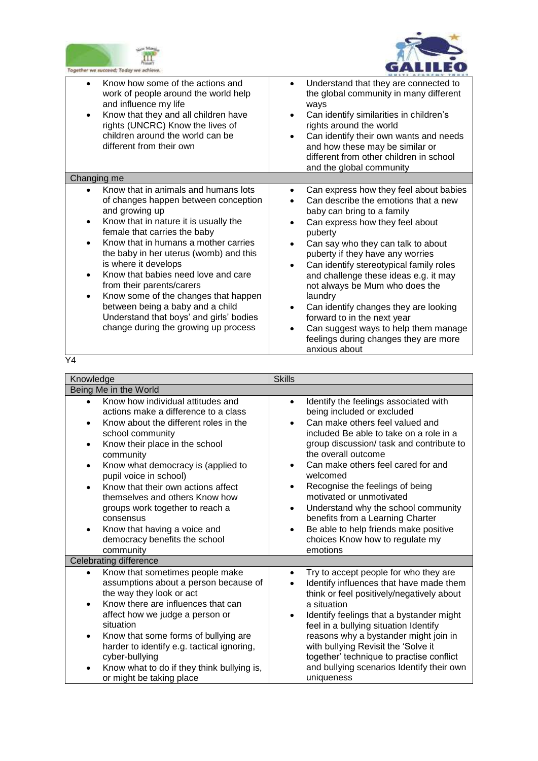| | |
|---|---|
| • Know how some of the actions and work of people around the world help and influence my life<br>• Know that they and all children have rights (UNCRC) Know the lives of children around the world can be different from their own | • Understand that they are connected to the global community in many different ways<br>• Can identify similarities in children's rights around the world<br>• Can identify their own wants and needs and how these may be similar or different from other children in school and the global community |
| Changing me | |
| • Know that in animals and humans lots of changes happen between conception and growing up<br>• Know that in nature it is usually the female that carries the baby<br>• Know that in humans a mother carries the baby in her uterus (womb) and this is where it develops<br>• Know that babies need love and care from their parents/carers<br>• Know some of the changes that happen between being a baby and a child Understand that boys' and girls' bodies change during the growing up process | • Can express how they feel about babies<br>• Can describe the emotions that a new baby can bring to a family<br>• Can express how they feel about puberty<br>• Can say who they can talk to about puberty if they have any worries<br>• Can identify stereotypical family roles and challenge these ideas e.g. it may not always be Mum who does the laundry<br>• Can identify changes they are looking forward to in the next year<br>• Can suggest ways to help them manage feelings during changes they are more anxious about |

Y4

| Knowledge | Skills |
|---|---|
| Being Me in the World | |
| • Know how individual attitudes and actions make a difference to a class<br>• Know about the different roles in the school community<br>• Know their place in the school community<br>• Know what democracy is (applied to pupil voice in school)<br>• Know that their own actions affect themselves and others Know how groups work together to reach a consensus<br>• Know that having a voice and democracy benefits the school community | • Identify the feelings associated with being included or excluded<br>• Can make others feel valued and included Be able to take on a role in a group discussion/ task and contribute to the overall outcome<br>• Can make others feel cared for and welcomed<br>• Recognise the feelings of being motivated or unmotivated<br>• Understand why the school community benefits from a Learning Charter<br>• Be able to help friends make positive choices Know how to regulate my emotions |
| Celebrating difference | |
| • Know that sometimes people make assumptions about a person because of the way they look or act<br>• Know there are influences that can affect how we judge a person or situation<br>• Know that some forms of bullying are harder to identify e.g. tactical ignoring, cyber-bullying<br>• Know what to do if they think bullying is, or might be taking place | • Try to accept people for who they are<br>• Identify influences that have made them think or feel positively/negatively about a situation<br>• Identify feelings that a bystander might feel in a bullying situation Identify reasons why a bystander might join in with bullying Revisit the 'Solve it together' technique to practise conflict and bullying scenarios Identify their own uniqueness |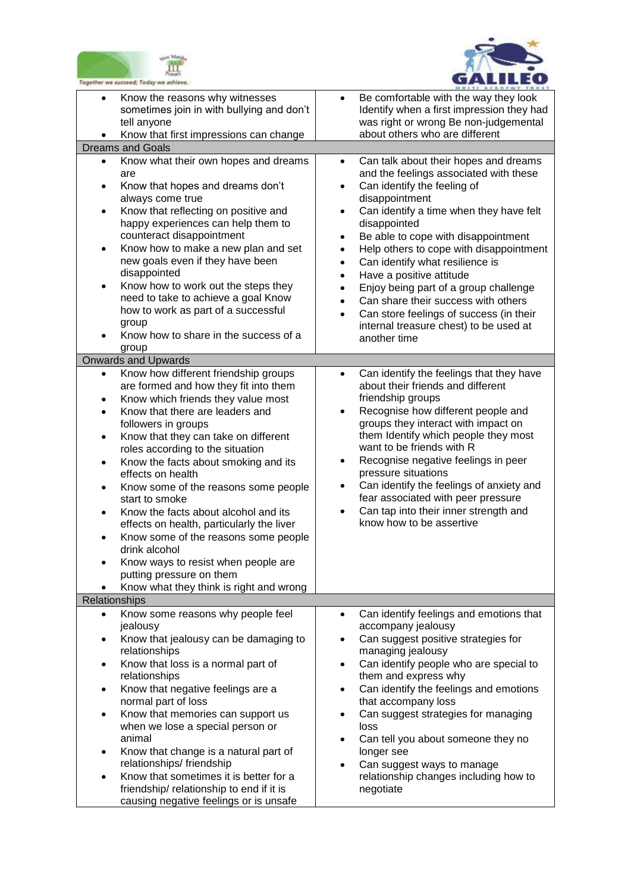| | |
|---|---|
| • Know the reasons why witnesses sometimes join in with bullying and don't tell anyone<br>• Know that first impressions can change | • Be comfortable with the way they look Identify when a first impression they had was right or wrong Be non-judgemental about others who are different |
| **Dreams and Goals** | |
| • Know what their own hopes and dreams are<br>• Know that hopes and dreams don't always come true<br>• Know that reflecting on positive and happy experiences can help them to counteract disappointment<br>• Know how to make a new plan and set new goals even if they have been disappointed<br>• Know how to work out the steps they need to take to achieve a goal Know how to work as part of a successful group<br>• Know how to share in the success of a group | • Can talk about their hopes and dreams and the feelings associated with these<br>• Can identify the feeling of disappointment<br>• Can identify a time when they have felt disappointed<br>• Be able to cope with disappointment<br>• Help others to cope with disappointment<br>• Can identify what resilience is<br>• Have a positive attitude<br>• Enjoy being part of a group challenge<br>• Can share their success with others<br>• Can store feelings of success (in their internal treasure chest) to be used at another time |
| **Onwards and Upwards** | |
| • Know how different friendship groups are formed and how they fit into them<br>• Know which friends they value most<br>• Know that there are leaders and followers in groups<br>• Know that they can take on different roles according to the situation<br>• Know the facts about smoking and its effects on health<br>• Know some of the reasons some people start to smoke<br>• Know the facts about alcohol and its effects on health, particularly the liver<br>• Know some of the reasons some people drink alcohol<br>• Know ways to resist when people are putting pressure on them<br>• Know what they think is right and wrong | • Can identify the feelings that they have about their friends and different friendship groups<br>• Recognise how different people and groups they interact with impact on them Identify which people they most want to be friends with R<br>• Recognise negative feelings in peer pressure situations<br>• Can identify the feelings of anxiety and fear associated with peer pressure<br>• Can tap into their inner strength and know how to be assertive |
| **Relationships** | |
| • Know some reasons why people feel jealousy<br>• Know that jealousy can be damaging to relationships<br>• Know that loss is a normal part of relationships<br>• Know that negative feelings are a normal part of loss<br>• Know that memories can support us when we lose a special person or animal<br>• Know that change is a natural part of relationships/ friendship<br>• Know that sometimes it is better for a friendship/ relationship to end if it is causing negative feelings or is unsafe | • Can identify feelings and emotions that accompany jealousy<br>• Can suggest positive strategies for managing jealousy<br>• Can identify people who are special to them and express why<br>• Can identify the feelings and emotions that accompany loss<br>• Can suggest strategies for managing loss<br>• Can tell you about someone they no longer see<br>• Can suggest ways to manage relationship changes including how to negotiate |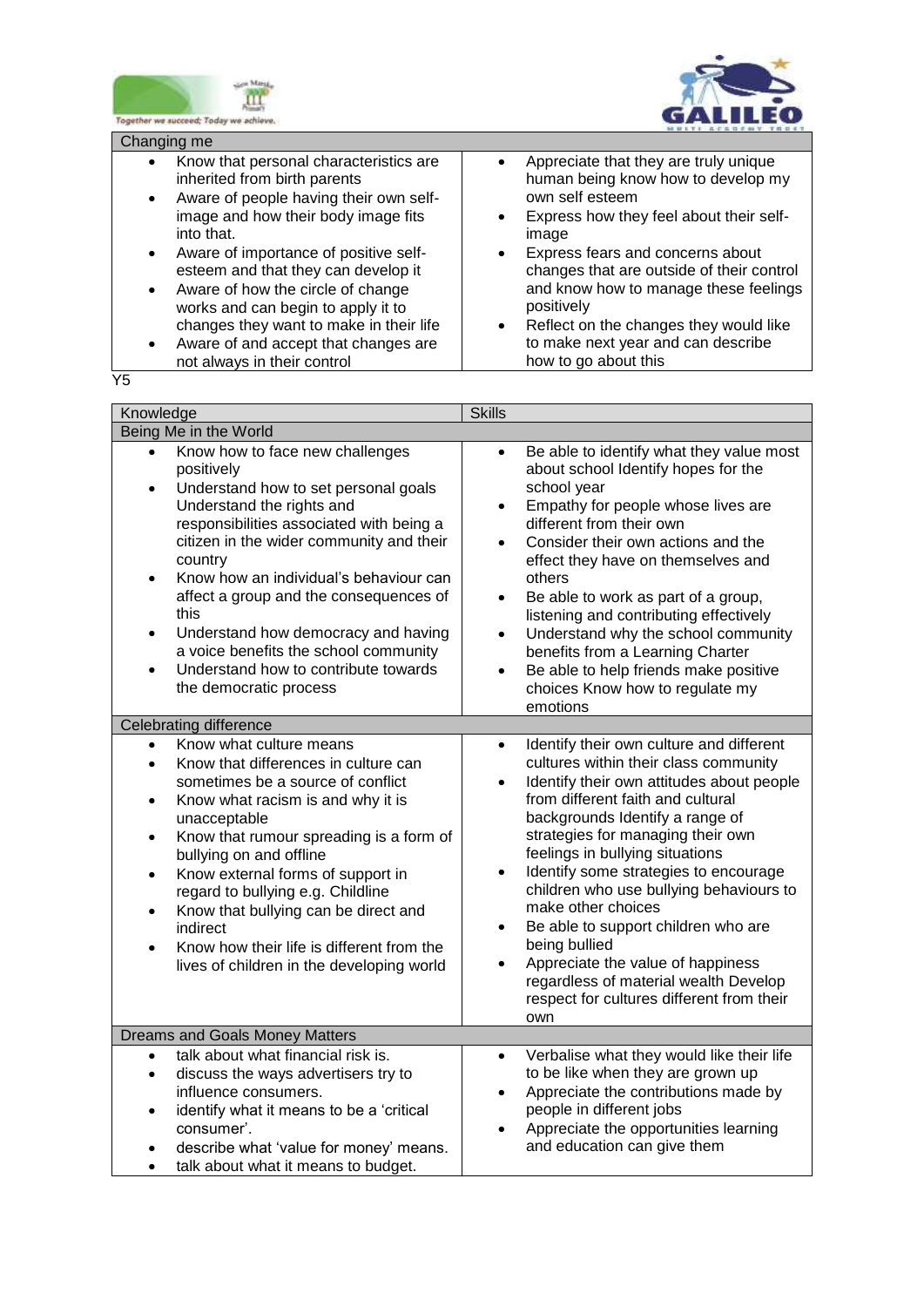| Changing me | |
|---|---|
| <ul><li>Know that personal characteristics are inherited from birth parents</li><li>Aware of people having their own self-image and how their body image fits into that.</li><li>Aware of importance of positive self-esteem and that they can develop it</li><li>Aware of how the circle of change works and can begin to apply it to changes they want to make in their life</li><li>Aware of and accept that changes are not always in their control</li></ul> | <ul><li>Appreciate that they are truly unique human being know how to develop my own self esteem</li><li>Express how they feel about their self-image</li><li>Express fears and concerns about changes that are outside of their control and know how to manage these feelings positively</li><li>Reflect on the changes they would like to make next year and can describe how to go about this</li></ul> |

Y5

| Knowledge | Skills |
|---|---|
| **Being Me in the World** | |
| <ul><li>Know how to face new challenges positively</li><li>Understand how to set personal goals Understand the rights and responsibilities associated with being a citizen in the wider community and their country</li><li>Know how an individual's behaviour can affect a group and the consequences of this</li><li>Understand how democracy and having a voice benefits the school community</li><li>Understand how to contribute towards the democratic process</li></ul> | <ul><li>Be able to identify what they value most about school Identify hopes for the school year</li><li>Empathy for people whose lives are different from their own</li><li>Consider their own actions and the effect they have on themselves and others</li><li>Be able to work as part of a group, listening and contributing effectively</li><li>Understand why the school community benefits from a Learning Charter</li><li>Be able to help friends make positive choices Know how to regulate my emotions</li></ul> |
| **Celebrating difference** | |
| <ul><li>Know what culture means</li><li>Know that differences in culture can sometimes be a source of conflict</li><li>Know what racism is and why it is unacceptable</li><li>Know that rumour spreading is a form of bullying on and offline</li><li>Know external forms of support in regard to bullying e.g. Childline</li><li>Know that bullying can be direct and indirect</li><li>Know how their life is different from the lives of children in the developing world</li></ul> | <ul><li>Identify their own culture and different cultures within their class community</li><li>Identify their own attitudes about people from different faith and cultural backgrounds Identify a range of strategies for managing their own feelings in bullying situations</li><li>Identify some strategies to encourage children who use bullying behaviours to make other choices</li><li>Be able to support children who are being bullied</li><li>Appreciate the value of happiness regardless of material wealth Develop respect for cultures different from their own</li></ul> |
| **Dreams and Goals Money Matters** | |
| <ul><li>talk about what financial risk is.</li><li>discuss the ways advertisers try to influence consumers.</li><li>identify what it means to be a 'critical consumer'.</li><li>describe what 'value for money' means.</li><li>talk about what it means to budget.</li></ul> | <ul><li>Verbalise what they would like their life to be like when they are grown up</li><li>Appreciate the contributions made by people in different jobs</li><li>Appreciate the opportunities learning and education can give them</li></ul> |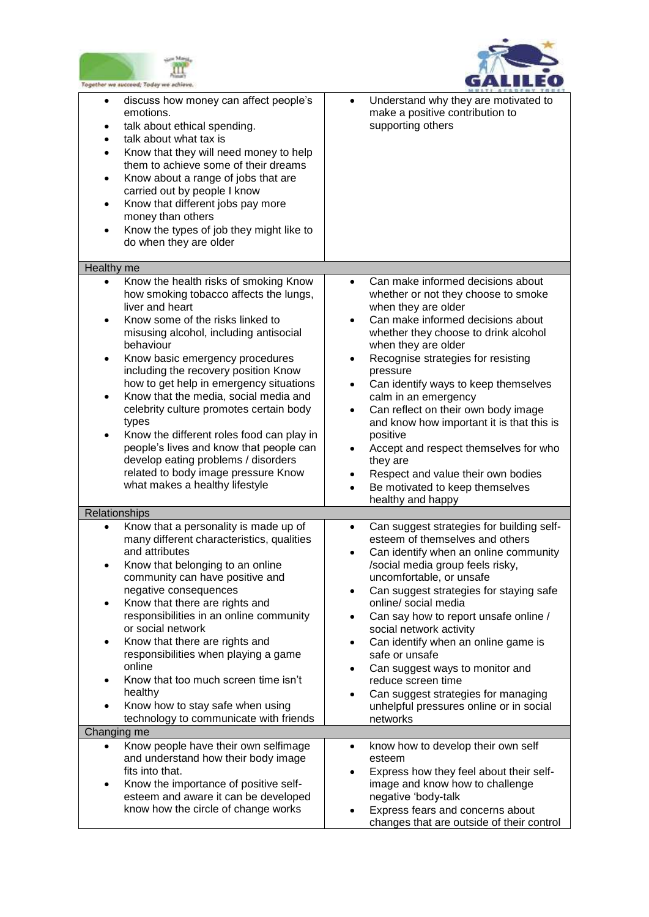| | |
|---|---|
| <ul><li>discuss how money can affect people's emotions.</li><li>talk about ethical spending.</li><li>talk about what tax is</li><li>Know that they will need money to help them to achieve some of their dreams</li><li>Know about a range of jobs that are carried out by people I know</li><li>Know that different jobs pay more money than others</li><li>Know the types of job they might like to do when they are older</li></ul> | <ul><li>Understand why they are motivated to make a positive contribution to supporting others</li></ul> |
| **Healthy me** | |
| <ul><li>Know the health risks of smoking Know how smoking tobacco affects the lungs, liver and heart</li><li>Know some of the risks linked to misusing alcohol, including antisocial behaviour</li><li>Know basic emergency procedures including the recovery position Know how to get help in emergency situations</li><li>Know that the media, social media and celebrity culture promotes certain body types</li><li>Know the different roles food can play in people's lives and know that people can develop eating problems / disorders related to body image pressure Know what makes a healthy lifestyle</li></ul> | <ul><li>Can make informed decisions about whether or not they choose to smoke when they are older</li><li>Can make informed decisions about whether they choose to drink alcohol when they are older</li><li>Recognise strategies for resisting pressure</li><li>Can identify ways to keep themselves calm in an emergency</li><li>Can reflect on their own body image and know how important it is that this is positive</li><li>Accept and respect themselves for who they are</li><li>Respect and value their own bodies</li><li>Be motivated to keep themselves healthy and happy</li></ul> |
| **Relationships** | |
| <ul><li>Know that a personality is made up of many different characteristics, qualities and attributes</li><li>Know that belonging to an online community can have positive and negative consequences</li><li>Know that there are rights and responsibilities in an online community or social network</li><li>Know that there are rights and responsibilities when playing a game online</li><li>Know that too much screen time isn't healthy</li><li>Know how to stay safe when using technology to communicate with friends</li></ul> | <ul><li>Can suggest strategies for building self-esteem of themselves and others</li><li>Can identify when an online community /social media group feels risky, uncomfortable, or unsafe</li><li>Can suggest strategies for staying safe online/ social media</li><li>Can say how to report unsafe online / social network activity</li><li>Can identify when an online game is safe or unsafe</li><li>Can suggest ways to monitor and reduce screen time</li><li>Can suggest strategies for managing unhelpful pressures online or in social networks</li></ul> |
| **Changing me** | |
| <ul><li>Know people have their own selfimage and understand how their body image fits into that.</li><li>Know the importance of positive self-esteem and aware it can be developed know how the circle of change works</li></ul> | <ul><li>know how to develop their own self esteem</li><li>Express how they feel about their self-image and know how to challenge negative 'body-talk</li><li>Express fears and concerns about changes that are outside of their control</li></ul> |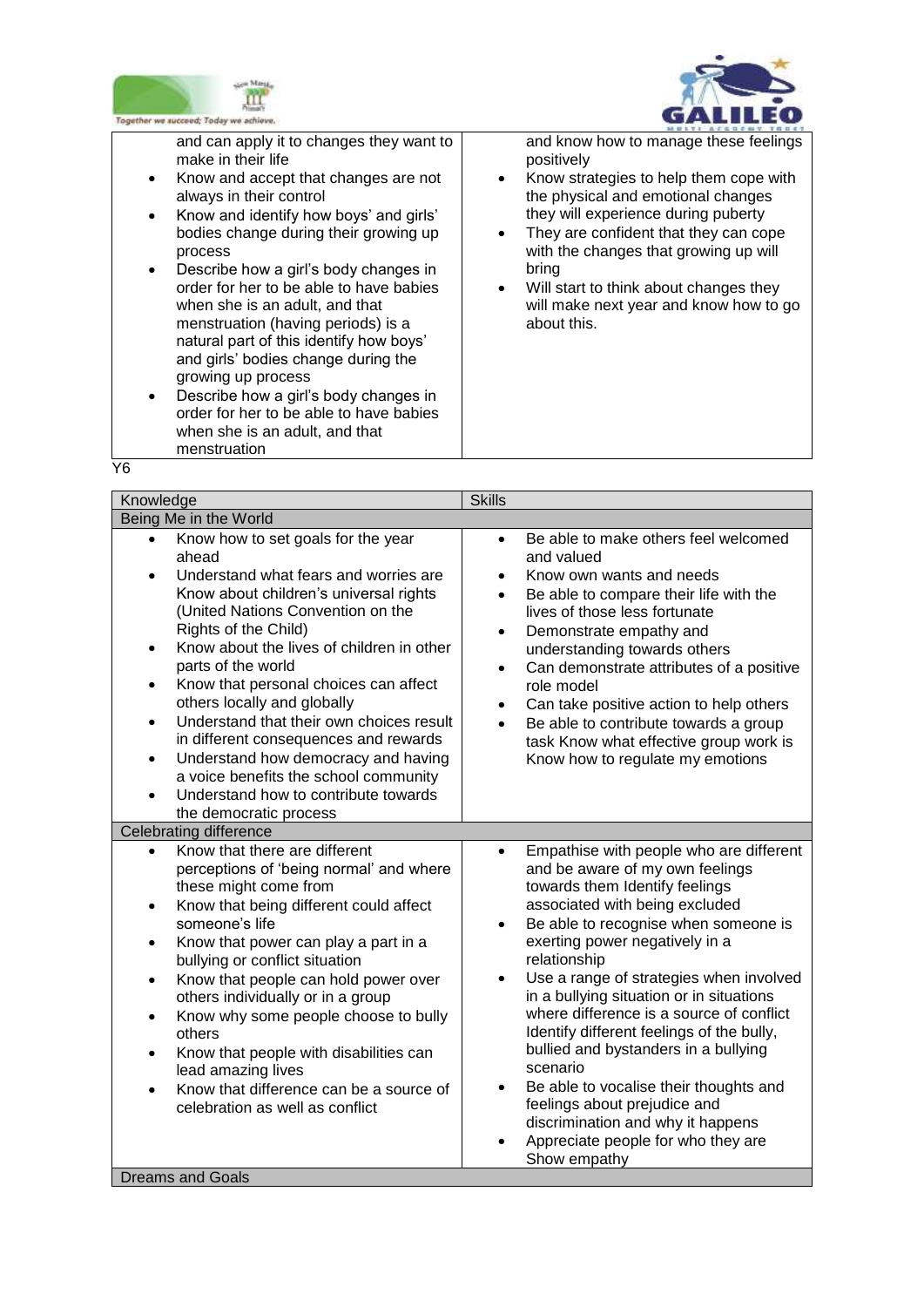| | |
|---|---|
| and can apply it to changes they want to make in their life<br>• Know and accept that changes are not always in their control<br>• Know and identify how boys' and girls' bodies change during their growing up process<br>• Describe how a girl's body changes in order for her to be able to have babies when she is an adult, and that menstruation (having periods) is a natural part of this identify how boys' and girls' bodies change during the growing up process<br>• Describe how a girl's body changes in order for her to be able to have babies when she is an adult, and that menstruation | and know how to manage these feelings positively<br>• Know strategies to help them cope with the physical and emotional changes they will experience during puberty<br>• They are confident that they can cope with the changes that growing up will bring<br>• Will start to think about changes they will make next year and know how to go about this. |

Y6

| Knowledge | Skills |
|---|---|
| **Being Me in the World** | |
| • Know how to set goals for the year ahead<br>• Understand what fears and worries are Know about children's universal rights (United Nations Convention on the Rights of the Child)<br>• Know about the lives of children in other parts of the world<br>• Know that personal choices can affect others locally and globally<br>• Understand that their own choices result in different consequences and rewards<br>• Understand how democracy and having a voice benefits the school community<br>• Understand how to contribute towards the democratic process | • Be able to make others feel welcomed and valued<br>• Know own wants and needs<br>• Be able to compare their life with the lives of those less fortunate<br>• Demonstrate empathy and understanding towards others<br>• Can demonstrate attributes of a positive role model<br>• Can take positive action to help others<br>• Be able to contribute towards a group task Know what effective group work is Know how to regulate my emotions |
| **Celebrating difference** | |
| • Know that there are different perceptions of 'being normal' and where these might come from<br>• Know that being different could affect someone's life<br>• Know that power can play a part in a bullying or conflict situation<br>• Know that people can hold power over others individually or in a group<br>• Know why some people choose to bully others<br>• Know that people with disabilities can lead amazing lives<br>• Know that difference can be a source of celebration as well as conflict | • Empathise with people who are different and be aware of my own feelings towards them Identify feelings associated with being excluded<br>• Be able to recognise when someone is exerting power negatively in a relationship<br>• Use a range of strategies when involved in a bullying situation or in situations where difference is a source of conflict Identify different feelings of the bully, bullied and bystanders in a bullying scenario<br>• Be able to vocalise their thoughts and feelings about prejudice and discrimination and why it happens<br>• Appreciate people for who they are Show empathy |
| **Dreams and Goals** | |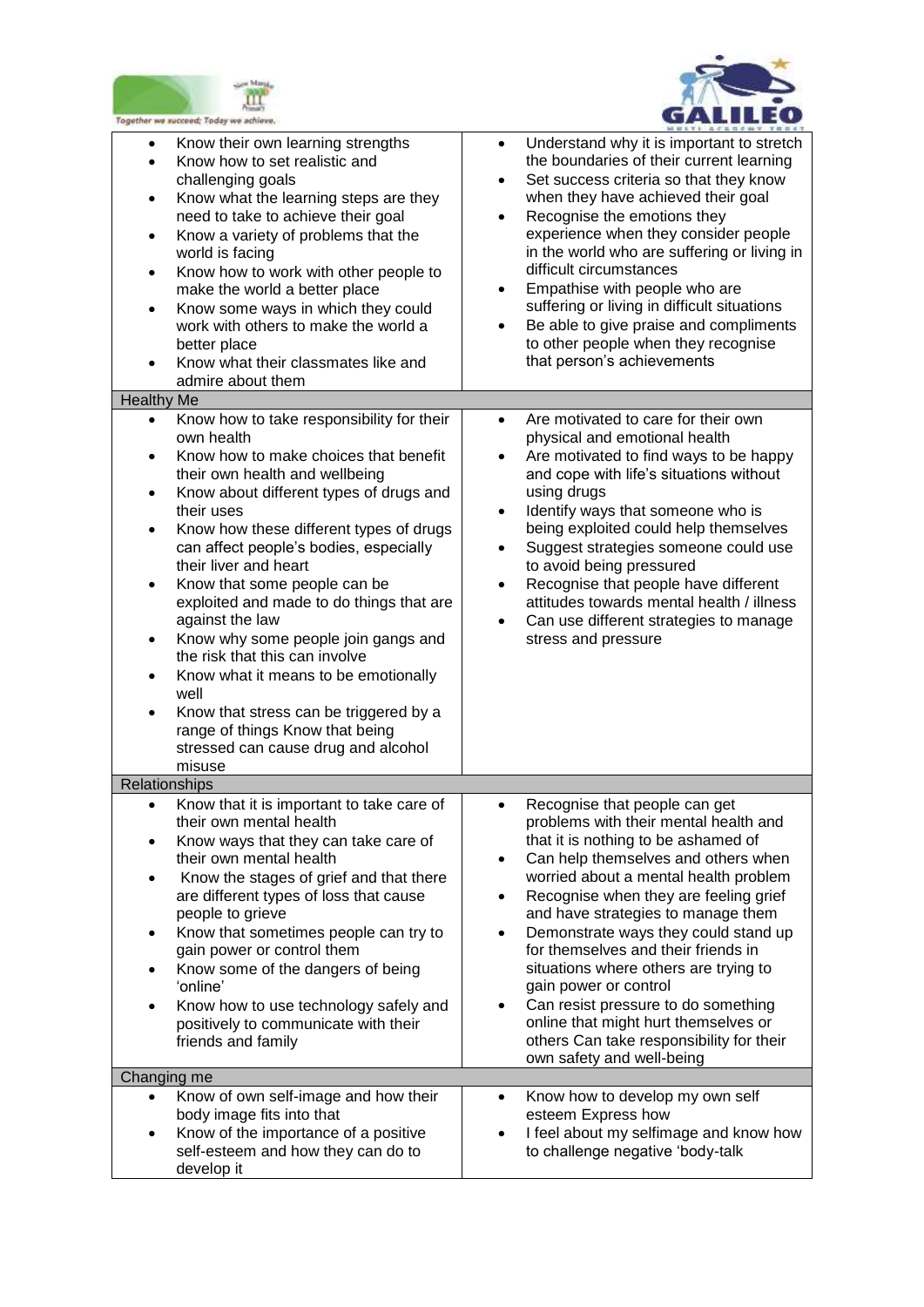| | |
|---|---|
| • Know their own learning strengths<br>• Know how to set realistic and challenging goals<br>• Know what the learning steps are they need to take to achieve their goal<br>• Know a variety of problems that the world is facing<br>• Know how to work with other people to make the world a better place<br>• Know some ways in which they could work with others to make the world a better place<br>• Know what their classmates like and admire about them | • Understand why it is important to stretch the boundaries of their current learning<br>• Set success criteria so that they know when they have achieved their goal<br>• Recognise the emotions they experience when they consider people in the world who are suffering or living in difficult circumstances<br>• Empathise with people who are suffering or living in difficult situations<br>• Be able to give praise and compliments to other people when they recognise that person's achievements |
| **Healthy Me** | |
| • Know how to take responsibility for their own health<br>• Know how to make choices that benefit their own health and wellbeing<br>• Know about different types of drugs and their uses<br>• Know how these different types of drugs can affect people's bodies, especially their liver and heart<br>• Know that some people can be exploited and made to do things that are against the law<br>• Know why some people join gangs and the risk that this can involve<br>• Know what it means to be emotionally well<br>• Know that stress can be triggered by a range of things Know that being stressed can cause drug and alcohol misuse | • Are motivated to care for their own physical and emotional health<br>• Are motivated to find ways to be happy and cope with life's situations without using drugs<br>• Identify ways that someone who is being exploited could help themselves<br>• Suggest strategies someone could use to avoid being pressured<br>• Recognise that people have different attitudes towards mental health / illness<br>• Can use different strategies to manage stress and pressure |
| **Relationships** | |
| • Know that it is important to take care of their own mental health<br>• Know ways that they can take care of their own mental health<br>• Know the stages of grief and that there are different types of loss that cause people to grieve<br>• Know that sometimes people can try to gain power or control them<br>• Know some of the dangers of being 'online'<br>• Know how to use technology safely and positively to communicate with their friends and family | • Recognise that people can get problems with their mental health and that it is nothing to be ashamed of<br>• Can help themselves and others when worried about a mental health problem<br>• Recognise when they are feeling grief and have strategies to manage them<br>• Demonstrate ways they could stand up for themselves and their friends in situations where others are trying to gain power or control<br>• Can resist pressure to do something online that might hurt themselves or others Can take responsibility for their own safety and well-being |
| **Changing me** | |
| • Know of own self-image and how their body image fits into that<br>• Know of the importance of a positive self-esteem and how they can do to develop it | • Know how to develop my own self esteem Express how<br>• I feel about my selfimage and know how to challenge negative 'body-talk |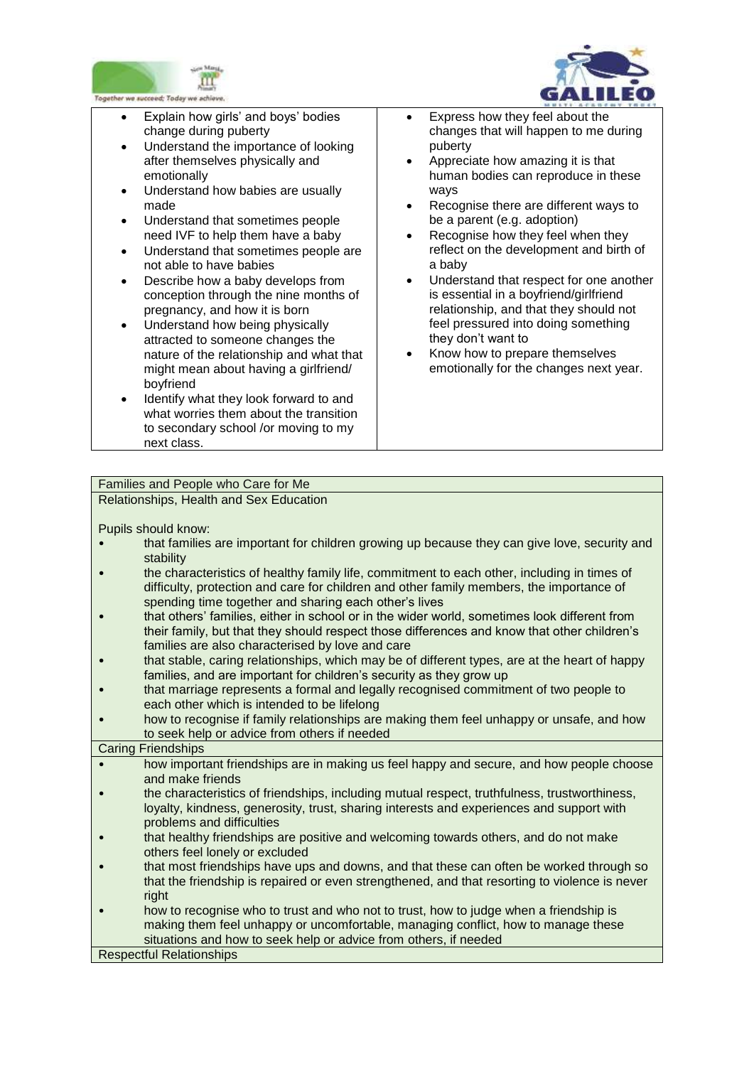| | |
|---|---|
| • Explain how girls' and boys' bodies change during puberty<br>• Understand the importance of looking after themselves physically and emotionally<br>• Understand how babies are usually made<br>• Understand that sometimes people need IVF to help them have a baby<br>• Understand that sometimes people are not able to have babies<br>• Describe how a baby develops from conception through the nine months of pregnancy, and how it is born<br>• Understand how being physically attracted to someone changes the nature of the relationship and what that might mean about having a girlfriend/ boyfriend<br>• Identify what they look forward to and what worries them about the transition to secondary school /or moving to my next class. | • Express how they feel about the changes that will happen to me during puberty<br>• Appreciate how amazing it is that human bodies can reproduce in these ways<br>• Recognise there are different ways to be a parent (e.g. adoption)<br>• Recognise how they feel when they reflect on the development and birth of a baby<br>• Understand that respect for one another is essential in a boyfriend/girlfriend relationship, and that they should not feel pressured into doing something they don't want to<br>• Know how to prepare themselves emotionally for the changes next year. |

| Families and People who Care for Me |
|---|
| Relationships, Health and Sex Education<br><br>Pupils should know:<br>• that families are important for children growing up because they can give love, security and stability<br>• the characteristics of healthy family life, commitment to each other, including in times of difficulty, protection and care for children and other family members, the importance of spending time together and sharing each other's lives<br>• that others' families, either in school or in the wider world, sometimes look different from their family, but that they should respect those differences and know that other children's families are also characterised by love and care<br>• that stable, caring relationships, which may be of different types, are at the heart of happy families, and are important for children's security as they grow up<br>• that marriage represents a formal and legally recognised commitment of two people to each other which is intended to be lifelong<br>• how to recognise if family relationships are making them feel unhappy or unsafe, and how to seek help or advice from others if needed |
| Caring Friendships |
| • how important friendships are in making us feel happy and secure, and how people choose and make friends<br>• the characteristics of friendships, including mutual respect, truthfulness, trustworthiness, loyalty, kindness, generosity, trust, sharing interests and experiences and support with problems and difficulties<br>• that healthy friendships are positive and welcoming towards others, and do not make others feel lonely or excluded<br>• that most friendships have ups and downs, and that these can often be worked through so that the friendship is repaired or even strengthened, and that resorting to violence is never right<br>• how to recognise who to trust and who not to trust, how to judge when a friendship is making them feel unhappy or uncomfortable, managing conflict, how to manage these situations and how to seek help or advice from others, if needed |
| Respectful Relationships |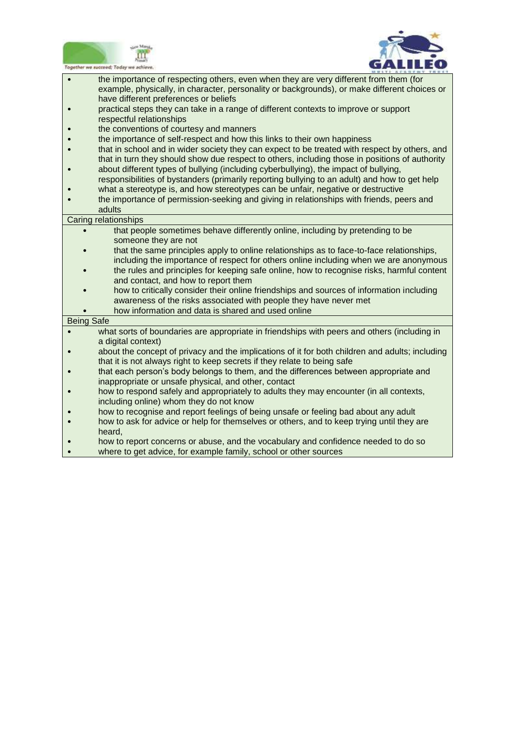- the importance of respecting others, even when they are very different from them (for example, physically, in character, personality or backgrounds), or make different choices or have different preferences or beliefs
- practical steps they can take in a range of different contexts to improve or support respectful relationships
- the conventions of courtesy and manners
- the importance of self-respect and how this links to their own happiness
- that in school and in wider society they can expect to be treated with respect by others, and that in turn they should show due respect to others, including those in positions of authority
- about different types of bullying (including cyberbullying), the impact of bullying, responsibilities of bystanders (primarily reporting bullying to an adult) and how to get help
- what a stereotype is, and how stereotypes can be unfair, negative or destructive
- the importance of permission-seeking and giving in relationships with friends, peers and adults

Caring relationships

- that people sometimes behave differently online, including by pretending to be someone they are not
- that the same principles apply to online relationships as to face-to-face relationships, including the importance of respect for others online including when we are anonymous
- the rules and principles for keeping safe online, how to recognise risks, harmful content and contact, and how to report them
- how to critically consider their online friendships and sources of information including awareness of the risks associated with people they have never met
- how information and data is shared and used online

Being Safe

- what sorts of boundaries are appropriate in friendships with peers and others (including in a digital context)
- about the concept of privacy and the implications of it for both children and adults; including that it is not always right to keep secrets if they relate to being safe
- that each person's body belongs to them, and the differences between appropriate and inappropriate or unsafe physical, and other, contact
- how to respond safely and appropriately to adults they may encounter (in all contexts, including online) whom they do not know
- how to recognise and report feelings of being unsafe or feeling bad about any adult
- how to ask for advice or help for themselves or others, and to keep trying until they are heard,
- how to report concerns or abuse, and the vocabulary and confidence needed to do so
- where to get advice, for example family, school or other sources